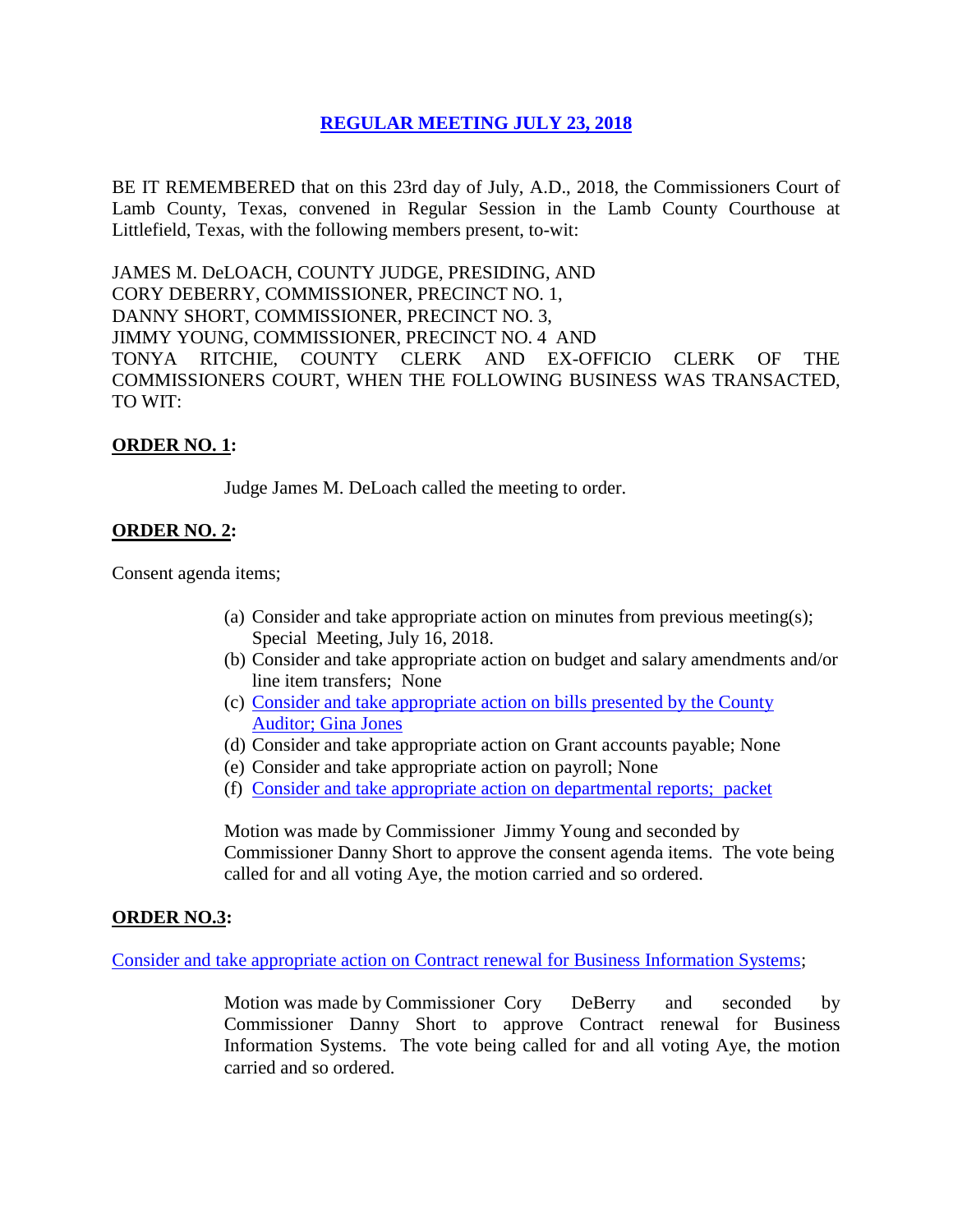# REGULAR MEETING JULY 23, 2018

BE IT REMEMBERED that on this 23rd day of July, A.D., 2018, the Commissioners Court of Lamb County, Texas, convened in Regular Session in the Lamb County Courthouse at Littlefield, Texas, with the following members present, to-wit:

JAMES M. DeLOACH, COUNTY JUDGE, PRESIDING, AND
CORY DEBERRY, COMMISSIONER, PRECINCT NO. 1,
DANNY SHORT, COMMISSIONER, PRECINCT NO. 3,
JIMMY YOUNG, COMMISSIONER, PRECINCT NO. 4 AND
TONYA RITCHIE, COUNTY CLERK AND EX-OFFICIO CLERK OF THE COMMISSIONERS COURT, WHEN THE FOLLOWING BUSINESS WAS TRANSACTED, TO WIT:

**ORDER NO. 1:**

Judge James M. DeLoach called the meeting to order.

**ORDER NO. 2:**

Consent agenda items;

(a) Consider and take appropriate action on minutes from previous meeting(s); Special Meeting, July 16, 2018.
(b) Consider and take appropriate action on budget and salary amendments and/or line item transfers; None
(c) Consider and take appropriate action on bills presented by the County Auditor; Gina Jones
(d) Consider and take appropriate action on Grant accounts payable; None
(e) Consider and take appropriate action on payroll; None
(f) Consider and take appropriate action on departmental reports; packet

Motion was made by Commissioner Jimmy Young and seconded by Commissioner Danny Short to approve the consent agenda items. The vote being called for and all voting Aye, the motion carried and so ordered.

**ORDER NO.3:**

Consider and take appropriate action on Contract renewal for Business Information Systems;

Motion was made by Commissioner Cory DeBerry and seconded by Commissioner Danny Short to approve Contract renewal for Business Information Systems. The vote being called for and all voting Aye, the motion carried and so ordered.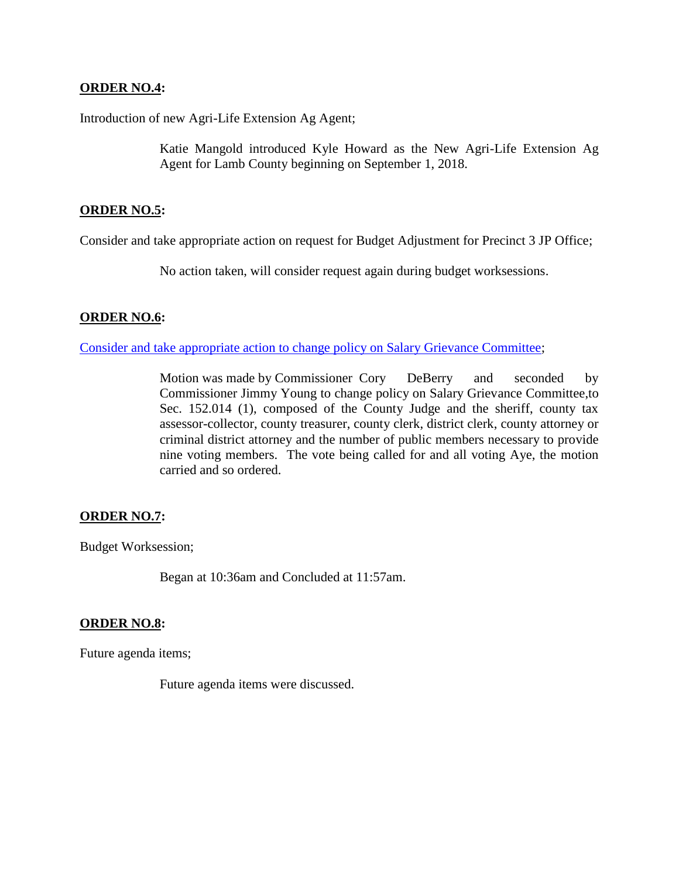**ORDER NO.4:**

Introduction of new Agri-Life Extension Ag Agent;

> Katie Mangold introduced Kyle Howard as the New Agri-Life Extension Ag Agent for Lamb County beginning on September 1, 2018.

**ORDER NO.5:**

Consider and take appropriate action on request for Budget Adjustment for Precinct 3 JP Office;

> No action taken, will consider request again during budget worksessions.

**ORDER NO.6:**

Consider and take appropriate action to change policy on Salary Grievance Committee;

> Motion was made by Commissioner Cory DeBerry and seconded by Commissioner Jimmy Young to change policy on Salary Grievance Committee,to Sec. 152.014 (1), composed of the County Judge and the sheriff, county tax assessor-collector, county treasurer, county clerk, district clerk, county attorney or criminal district attorney and the number of public members necessary to provide nine voting members. The vote being called for and all voting Aye, the motion carried and so ordered.

**ORDER NO.7:**

Budget Worksession;

> Began at 10:36am and Concluded at 11:57am.

**ORDER NO.8:**

Future agenda items;

> Future agenda items were discussed.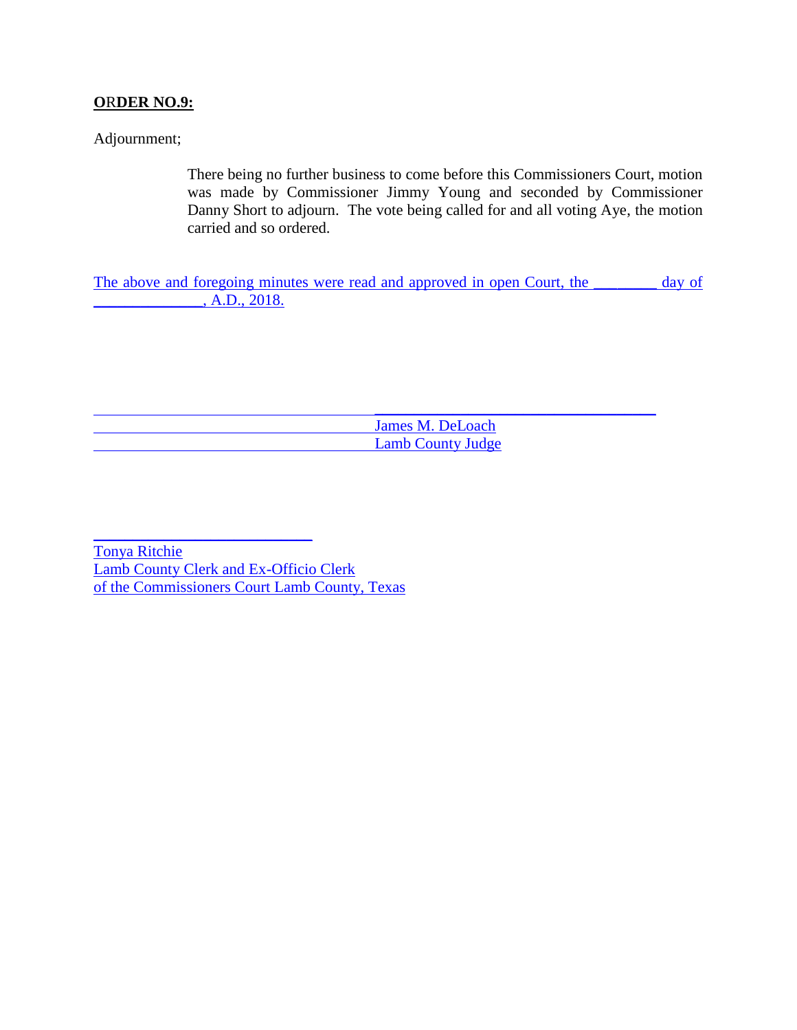**ORDER NO.9:**

Adjournment;

> There being no further business to come before this Commissioners Court, motion was made by Commissioner Jimmy Young and seconded by Commissioner Danny Short to adjourn. The vote being called for and all voting Aye, the motion carried and so ordered.

The above and foregoing minutes were read and approved in open Court, the ________ day of ______________, A.D., 2018.

________________________________
James M. DeLoach
Lamb County Judge

____________________________
Tonya Ritchie
Lamb County Clerk and Ex-Officio Clerk
of the Commissioners Court Lamb County, Texas